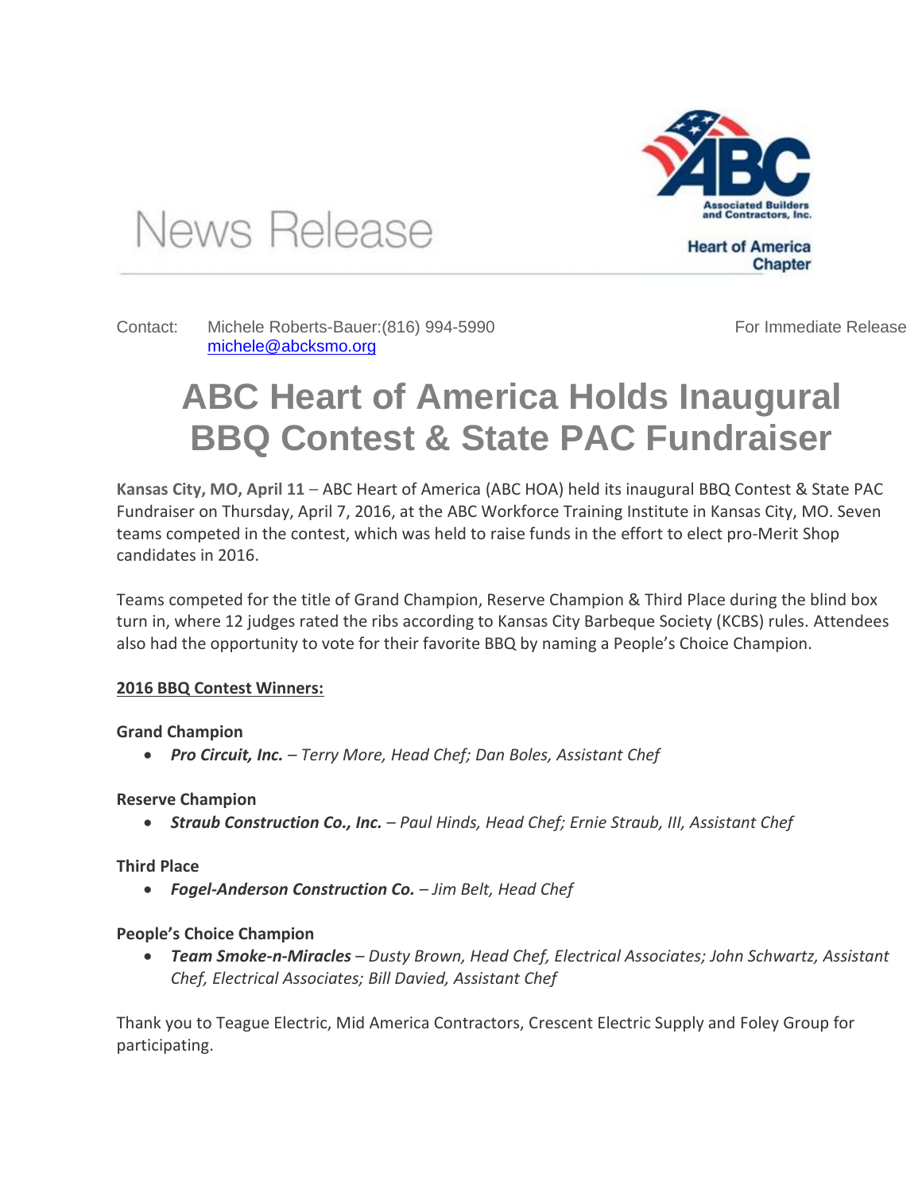News Release

Associated Builders and Contractors, Inc.

Heart of America Chapter

Contact: Michele Roberts-Bauer:(816) 994-5990 michele@abcksmo.org

For Immediate Release

# ABC Heart of America Holds Inaugural BBQ Contest & State PAC Fundraiser

**Kansas City, MO, April 11** – ABC Heart of America (ABC HOA) held its inaugural BBQ Contest & State PAC Fundraiser on Thursday, April 7, 2016, at the ABC Workforce Training Institute in Kansas City, MO. Seven teams competed in the contest, which was held to raise funds in the effort to elect pro-Merit Shop candidates in 2016.

Teams competed for the title of Grand Champion, Reserve Champion & Third Place during the blind box turn in, where 12 judges rated the ribs according to Kansas City Barbeque Society (KCBS) rules. Attendees also had the opportunity to vote for their favorite BBQ by naming a People's Choice Champion.

**<u>2016 BBQ Contest Winners:</u>**

**Grand Champion**

- ***Pro Circuit, Inc.*** *– Terry More, Head Chef; Dan Boles, Assistant Chef*

**Reserve Champion**

- ***Straub Construction Co., Inc.*** *– Paul Hinds, Head Chef; Ernie Straub, III, Assistant Chef*

**Third Place**

- ***Fogel-Anderson Construction Co.*** *– Jim Belt, Head Chef*

**People's Choice Champion**

- ***Team Smoke-n-Miracles*** *– Dusty Brown, Head Chef, Electrical Associates; John Schwartz, Assistant Chef, Electrical Associates; Bill Davied, Assistant Chef*

Thank you to Teague Electric, Mid America Contractors, Crescent Electric Supply and Foley Group for participating.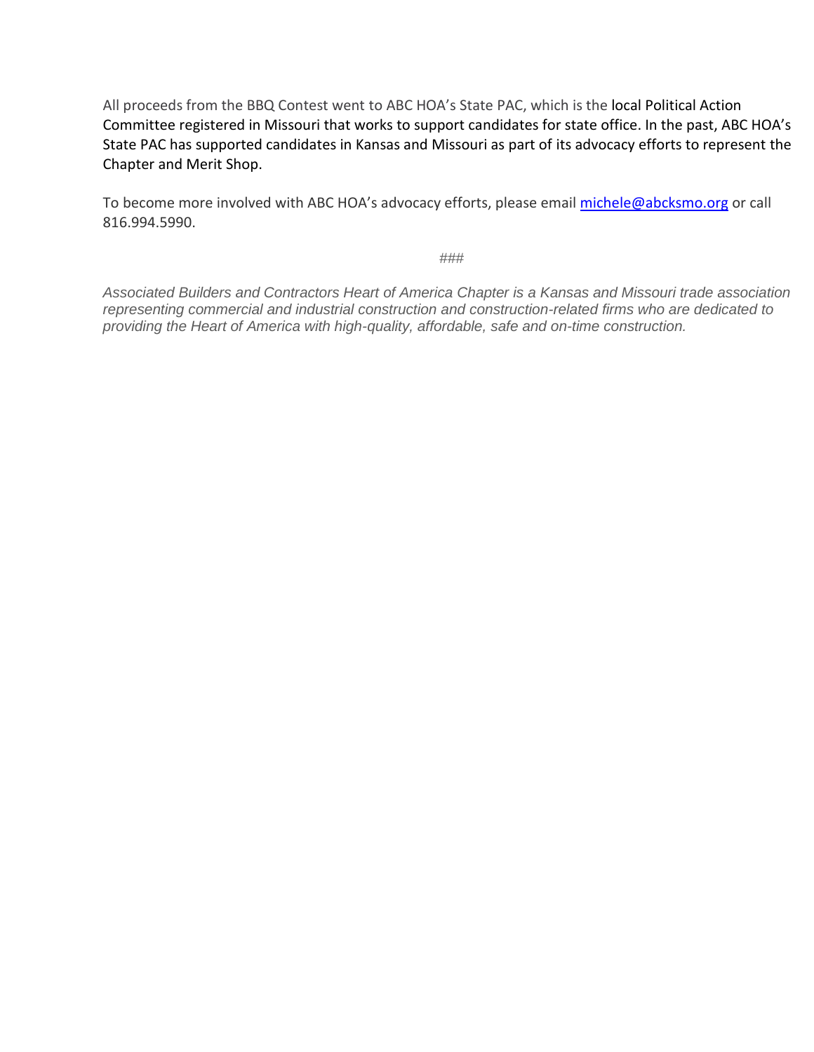All proceeds from the BBQ Contest went to ABC HOA's State PAC, which is the local Political Action Committee registered in Missouri that works to support candidates for state office. In the past, ABC HOA's State PAC has supported candidates in Kansas and Missouri as part of its advocacy efforts to represent the Chapter and Merit Shop.

To become more involved with ABC HOA's advocacy efforts, please email michele@abcksmo.org or call 816.994.5990.

###

*Associated Builders and Contractors Heart of America Chapter is a Kansas and Missouri trade association representing commercial and industrial construction and construction-related firms who are dedicated to providing the Heart of America with high-quality, affordable, safe and on-time construction.*